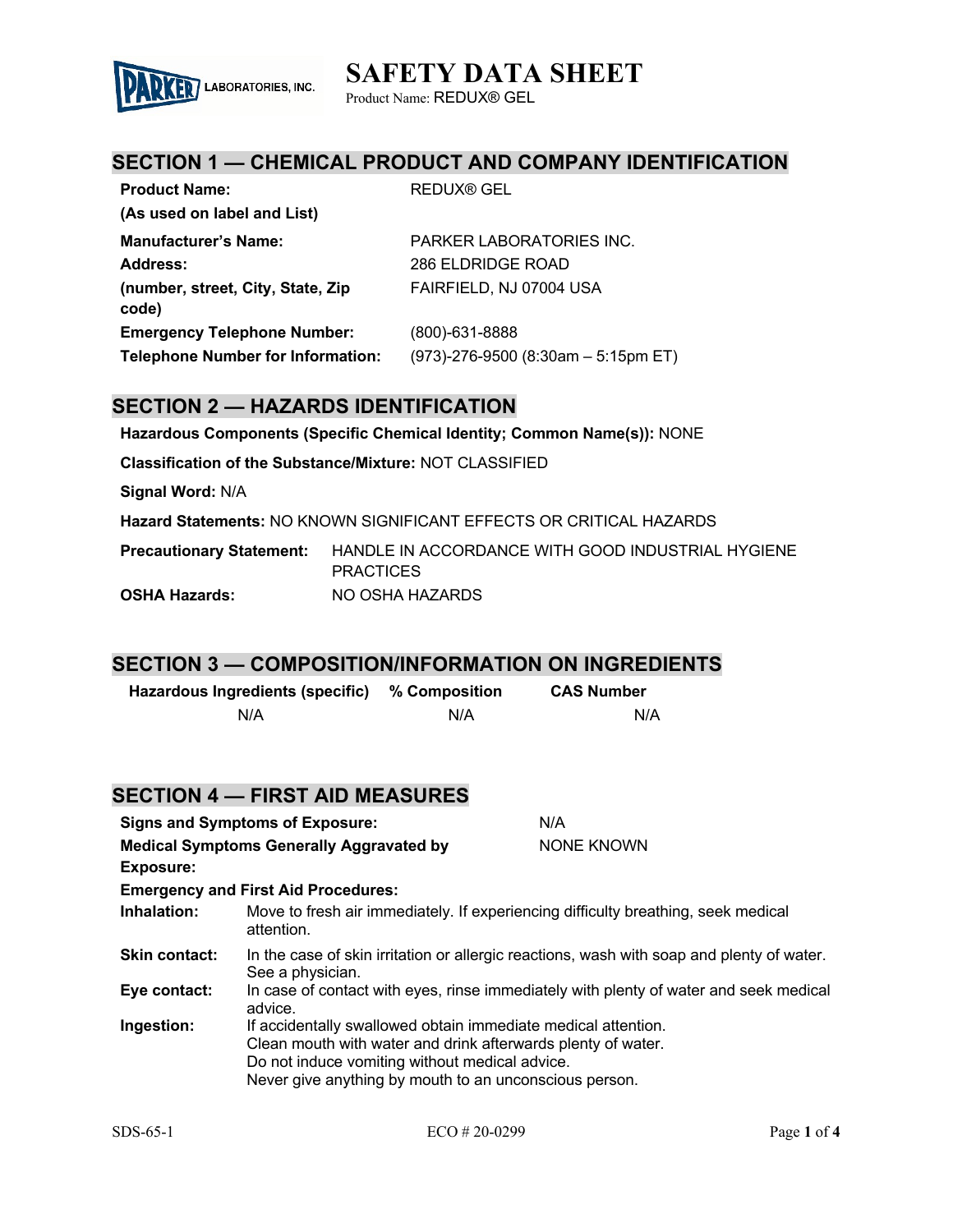PARKER LABORATORIES, INC.

# SAFETY DATA SHEET

Product Name: REDUX® GEL

## SECTION 1 — CHEMICAL PRODUCT AND COMPANY IDENTIFICATION

| | |
|---|---|
| **Product Name:** (As used on label and List) | REDUX® GEL |
| **Manufacturer's Name:** | PARKER LABORATORIES INC. |
| **Address:** (number, street, City, State, Zip code) | 286 ELDRIDGE ROAD FAIRFIELD, NJ 07004 USA |
| **Emergency Telephone Number:** | (800)-631-8888 |
| **Telephone Number for Information:** | (973)-276-9500 (8:30am – 5:15pm ET) |

## SECTION 2 — HAZARDS IDENTIFICATION

**Hazardous Components (Specific Chemical Identity; Common Name(s)):** NONE

**Classification of the Substance/Mixture:** NOT CLASSIFIED

**Signal Word:** N/A

**Hazard Statements:** NO KNOWN SIGNIFICANT EFFECTS OR CRITICAL HAZARDS

**Precautionary Statement:** HANDLE IN ACCORDANCE WITH GOOD INDUSTRIAL HYGIENE PRACTICES

**OSHA Hazards:** NO OSHA HAZARDS

## SECTION 3 — COMPOSITION/INFORMATION ON INGREDIENTS

| Hazardous Ingredients (specific) | % Composition | CAS Number |
|---|---|---|
| N/A | N/A | N/A |

## SECTION 4 — FIRST AID MEASURES

**Signs and Symptoms of Exposure:** N/A

**Medical Symptoms Generally Aggravated by Exposure:** NONE KNOWN

**Emergency and First Aid Procedures:**

**Inhalation:** Move to fresh air immediately. If experiencing difficulty breathing, seek medical attention.

**Skin contact:** In the case of skin irritation or allergic reactions, wash with soap and plenty of water. See a physician.

**Eye contact:** In case of contact with eyes, rinse immediately with plenty of water and seek medical advice.

**Ingestion:** If accidentally swallowed obtain immediate medical attention.
Clean mouth with water and drink afterwards plenty of water.
Do not induce vomiting without medical advice.
Never give anything by mouth to an unconscious person.

SDS-65-1 ECO # 20-0299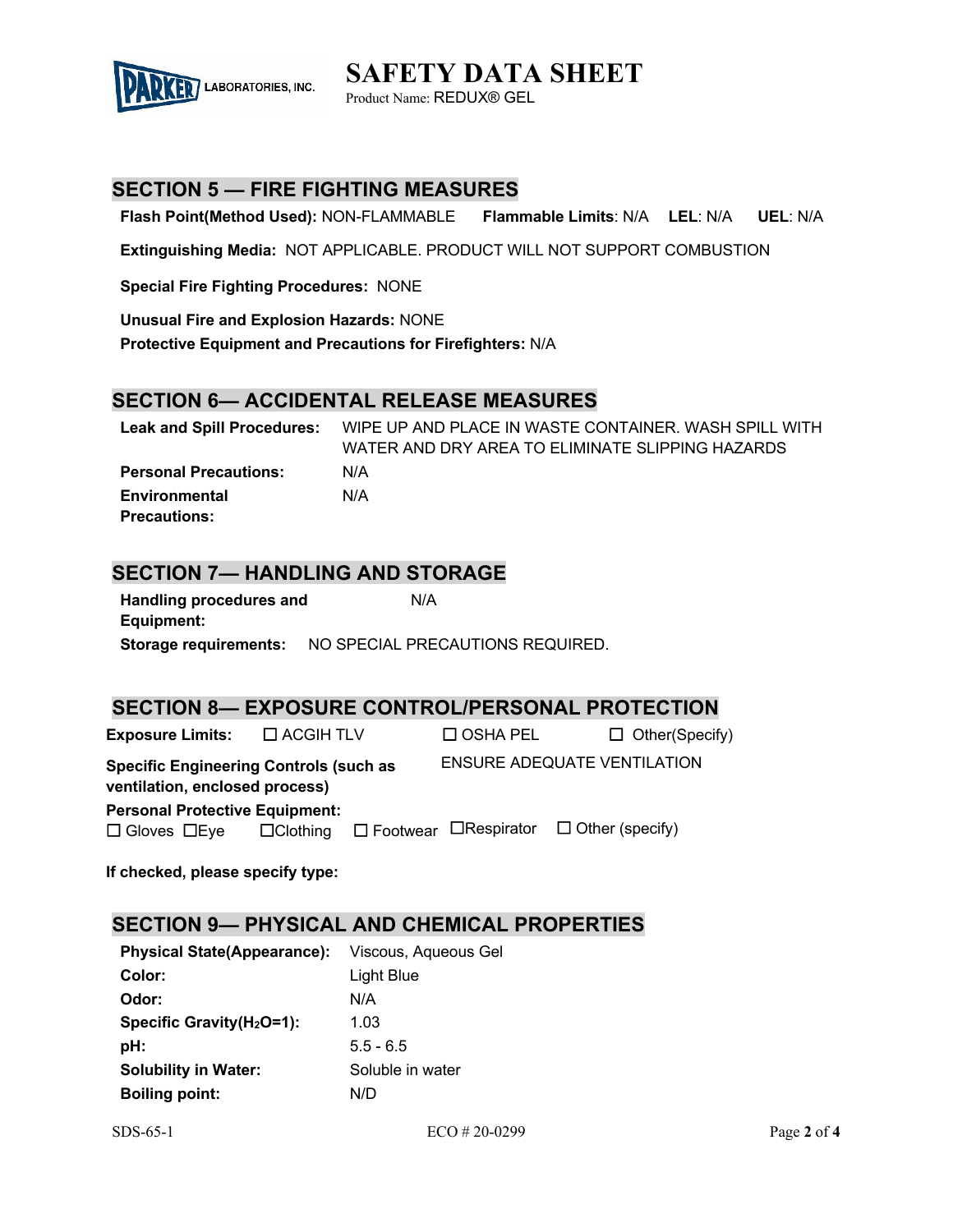## SECTION 5 — FIRE FIGHTING MEASURES

**Flash Point(Method Used):** NON-FLAMMABLE **Flammable Limits**: N/A **LEL**: N/A **UEL**: N/A

**Extinguishing Media:** NOT APPLICABLE. PRODUCT WILL NOT SUPPORT COMBUSTION

**Special Fire Fighting Procedures:** NONE

**Unusual Fire and Explosion Hazards:** NONE

**Protective Equipment and Precautions for Firefighters:** N/A

## SECTION 6— ACCIDENTAL RELEASE MEASURES

| | |
|---|---|
| **Leak and Spill Procedures:** | WIPE UP AND PLACE IN WASTE CONTAINER. WASH SPILL WITH WATER AND DRY AREA TO ELIMINATE SLIPPING HAZARDS |
| **Personal Precautions:** | N/A |
| **Environmental Precautions:** | N/A |

## SECTION 7— HANDLING AND STORAGE

| | |
|---|---|
| **Handling procedures and Equipment:** | N/A |
| **Storage requirements:** | NO SPECIAL PRECAUTIONS REQUIRED. |

## SECTION 8— EXPOSURE CONTROL/PERSONAL PROTECTION

**Exposure Limits:** ☐ ACGIH TLV ☐ OSHA PEL ☐ Other(Specify)

**Specific Engineering Controls (such as ventilation, enclosed process)** ENSURE ADEQUATE VENTILATION

**Personal Protective Equipment:**
☐ Gloves ☐Eye ☐Clothing ☐ Footwear ☐Respirator ☐ Other (specify)

**If checked, please specify type:**

## SECTION 9— PHYSICAL AND CHEMICAL PROPERTIES

| | |
|---|---|
| **Physical State(Appearance):** | Viscous, Aqueous Gel |
| **Color:** | Light Blue |
| **Odor:** | N/A |
| **Specific Gravity($H_2O$=1):** | 1.03 |
| **pH:** | 5.5 - 6.5 |
| **Solubility in Water:** | Soluble in water |
| **Boiling point:** | N/D |

SDS-65-1 ECO # 20-0299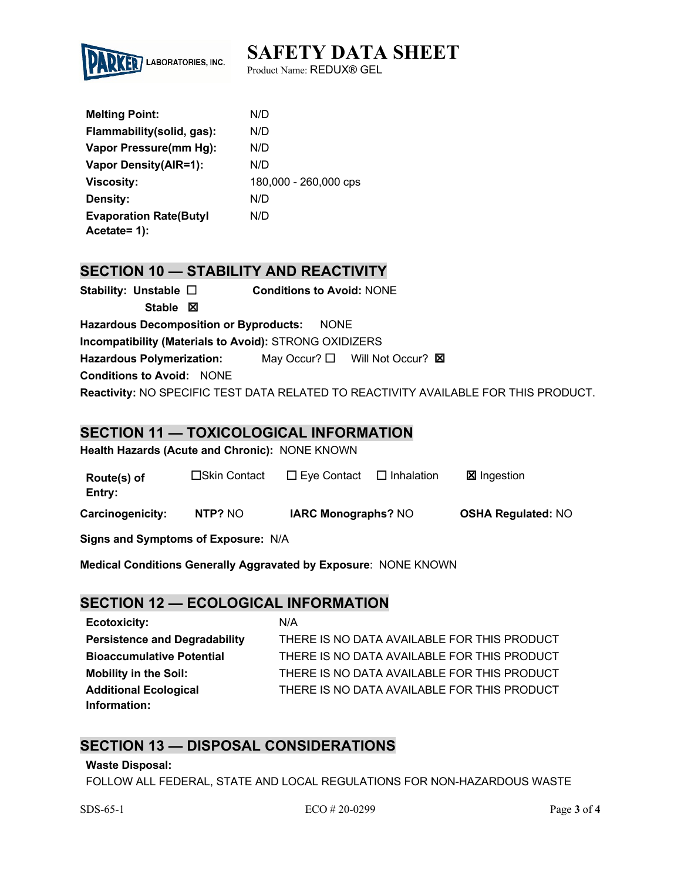| | |
|---|---|
| **Melting Point:** | N/D |
| **Flammability(solid, gas):** | N/D |
| **Vapor Pressure(mm Hg):** | N/D |
| **Vapor Density(AIR=1):** | N/D |
| **Viscosity:** | 180,000 - 260,000 cps |
| **Density:** | N/D |
| **Evaporation Rate(Butyl Acetate= 1):** | N/D |

## SECTION 10 — STABILITY AND REACTIVITY

**Stability:** **Unstable** ☐ **Stable** ☒

**Conditions to Avoid:** NONE

**Hazardous Decomposition or Byproducts:** NONE

**Incompatibility (Materials to Avoid):** STRONG OXIDIZERS

**Hazardous Polymerization:** May Occur? ☐ Will Not Occur? ☒

**Conditions to Avoid:** NONE

**Reactivity:** NO SPECIFIC TEST DATA RELATED TO REACTIVITY AVAILABLE FOR THIS PRODUCT.

## SECTION 11 — TOXICOLOGICAL INFORMATION

**Health Hazards (Acute and Chronic):** NONE KNOWN

**Route(s) of Entry:** ☐Skin Contact ☐ Eye Contact ☐ Inhalation ☒ Ingestion

**Carcinogenicity:** **NTP?** NO **IARC Monographs?** NO **OSHA Regulated:** NO

**Signs and Symptoms of Exposure:** N/A

**Medical Conditions Generally Aggravated by Exposure**: NONE KNOWN

## SECTION 12 — ECOLOGICAL INFORMATION

| | |
|---|---|
| **Ecotoxicity:** | N/A |
| **Persistence and Degradability** | THERE IS NO DATA AVAILABLE FOR THIS PRODUCT |
| **Bioaccumulative Potential** | THERE IS NO DATA AVAILABLE FOR THIS PRODUCT |
| **Mobility in the Soil:** | THERE IS NO DATA AVAILABLE FOR THIS PRODUCT |
| **Additional Ecological Information:** | THERE IS NO DATA AVAILABLE FOR THIS PRODUCT |

## SECTION 13 — DISPOSAL CONSIDERATIONS

**Waste Disposal:**

FOLLOW ALL FEDERAL, STATE AND LOCAL REGULATIONS FOR NON-HAZARDOUS WASTE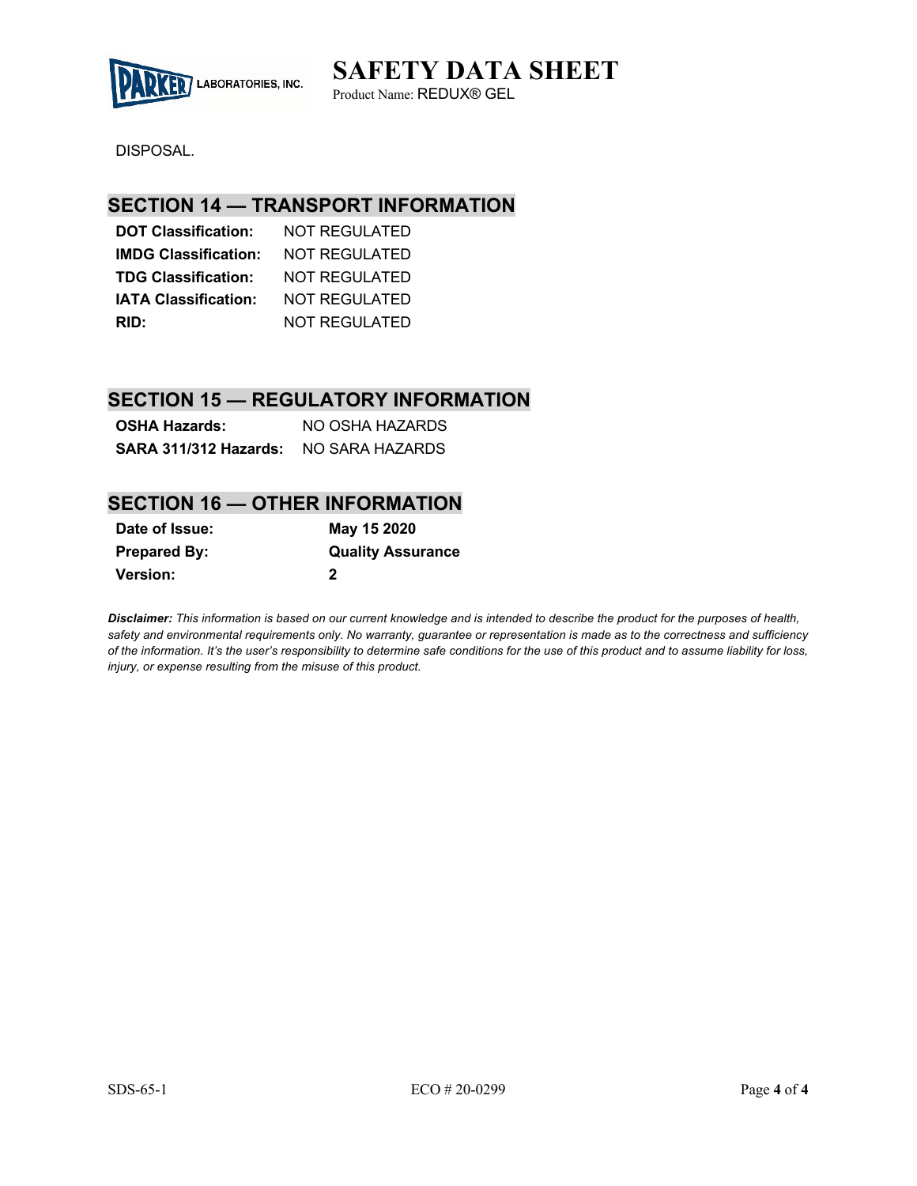DISPOSAL.

## SECTION 14 — TRANSPORT INFORMATION

| | |
|---|---|
| **DOT Classification:** | NOT REGULATED |
| **IMDG Classification:** | NOT REGULATED |
| **TDG Classification:** | NOT REGULATED |
| **IATA Classification:** | NOT REGULATED |
| **RID:** | NOT REGULATED |

## SECTION 15 — REGULATORY INFORMATION

| | |
|---|---|
| **OSHA Hazards:** | NO OSHA HAZARDS |
| **SARA 311/312 Hazards:** | NO SARA HAZARDS |

## SECTION 16 — OTHER INFORMATION

| | |
|---|---|
| **Date of Issue:** | **May 15 2020** |
| **Prepared By:** | **Quality Assurance** |
| **Version:** | **2** |

***Disclaimer:*** *This information is based on our current knowledge and is intended to describe the product for the purposes of health, safety and environmental requirements only. No warranty, guarantee or representation is made as to the correctness and sufficiency of the information. It's the user's responsibility to determine safe conditions for the use of this product and to assume liability for loss, injury, or expense resulting from the misuse of this product.*

SDS-65-1 ECO # 20-0299